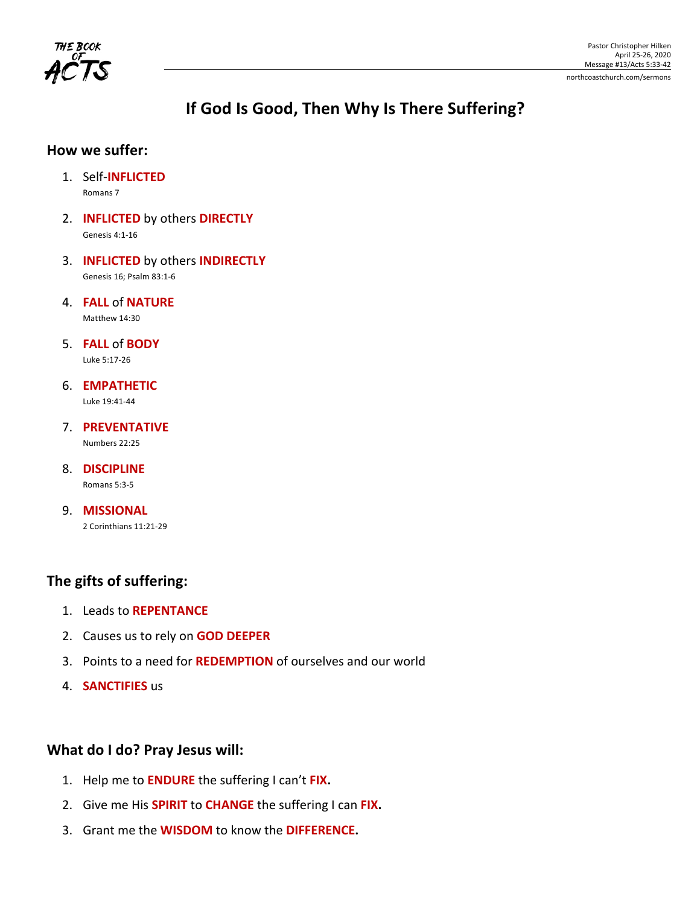THE BOOK OF ACTS

Pastor Christopher Hilken
April 25-26, 2020
Message #13/Acts 5:33-42
northcoastchurch.com/sermons

# If God Is Good, Then Why Is There Suffering?

## How we suffer:

1. Self-**INFLICTED**
   Romans 7
2. **INFLICTED** by others **DIRECTLY**
   Genesis 4:1-16
3. **INFLICTED** by others **INDIRECTLY**
   Genesis 16; Psalm 83:1-6
4. **FALL** of **NATURE**
   Matthew 14:30
5. **FALL** of **BODY**
   Luke 5:17-26
6. **EMPATHETIC**
   Luke 19:41-44
7. **PREVENTATIVE**
   Numbers 22:25
8. **DISCIPLINE**
   Romans 5:3-5
9. **MISSIONAL**
   2 Corinthians 11:21-29

## The gifts of suffering:

1. Leads to **REPENTANCE**
2. Causes us to rely on **GOD DEEPER**
3. Points to a need for **REDEMPTION** of ourselves and our world
4. **SANCTIFIES** us

## What do I do? Pray Jesus will:

1. Help me to **ENDURE** the suffering I can't **FIX.**
2. Give me His **SPIRIT** to **CHANGE** the suffering I can **FIX.**
3. Grant me the **WISDOM** to know the **DIFFERENCE.**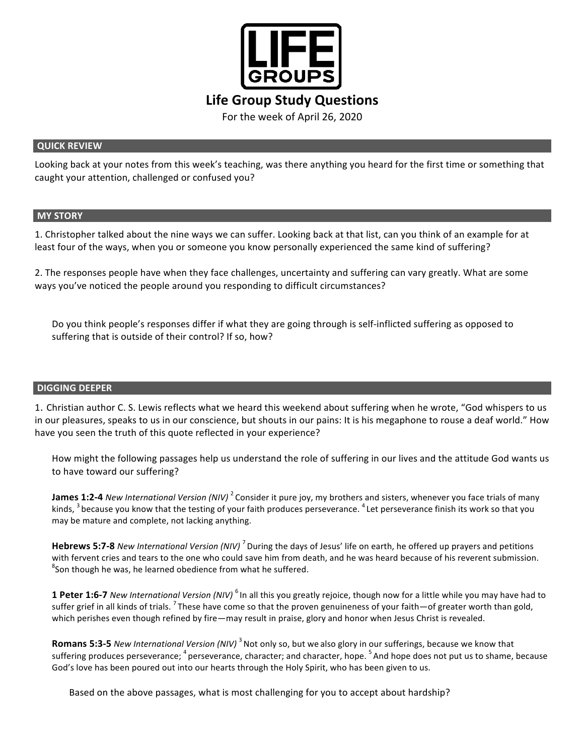# LIFE GROUPS

## Life Group Study Questions

For the week of April 26, 2020

### QUICK REVIEW

Looking back at your notes from this week's teaching, was there anything you heard for the first time or something that caught your attention, challenged or confused you?

### MY STORY

1. Christopher talked about the nine ways we can suffer. Looking back at that list, can you think of an example for at least four of the ways, when you or someone you know personally experienced the same kind of suffering?

2. The responses people have when they face challenges, uncertainty and suffering can vary greatly. What are some ways you've noticed the people around you responding to difficult circumstances?

   Do you think people's responses differ if what they are going through is self-inflicted suffering as opposed to suffering that is outside of their control? If so, how?

### DIGGING DEEPER

1. Christian author C. S. Lewis reflects what we heard this weekend about suffering when he wrote, "God whispers to us in our pleasures, speaks to us in our conscience, but shouts in our pains: It is his megaphone to rouse a deaf world." How have you seen the truth of this quote reflected in your experience?

   How might the following passages help us understand the role of suffering in our lives and the attitude God wants us to have toward our suffering?

   **James 1:2-4** *New International Version (NIV)* [2] Consider it pure joy, my brothers and sisters, whenever you face trials of many kinds, [3] because you know that the testing of your faith produces perseverance. [4] Let perseverance finish its work so that you may be mature and complete, not lacking anything.

   **Hebrews 5:7-8** *New International Version (NIV)* [7] During the days of Jesus' life on earth, he offered up prayers and petitions with fervent cries and tears to the one who could save him from death, and he was heard because of his reverent submission. [8] Son though he was, he learned obedience from what he suffered.

   **1 Peter 1:6-7** *New International Version (NIV)* [6] In all this you greatly rejoice, though now for a little while you may have had to suffer grief in all kinds of trials. [7] These have come so that the proven genuineness of your faith—of greater worth than gold, which perishes even though refined by fire—may result in praise, glory and honor when Jesus Christ is revealed.

   **Romans 5:3-5** *New International Version (NIV)* [3] Not only so, but we also glory in our sufferings, because we know that suffering produces perseverance; [4] perseverance, character; and character, hope. [5] And hope does not put us to shame, because God's love has been poured out into our hearts through the Holy Spirit, who has been given to us.

   Based on the above passages, what is most challenging for you to accept about hardship?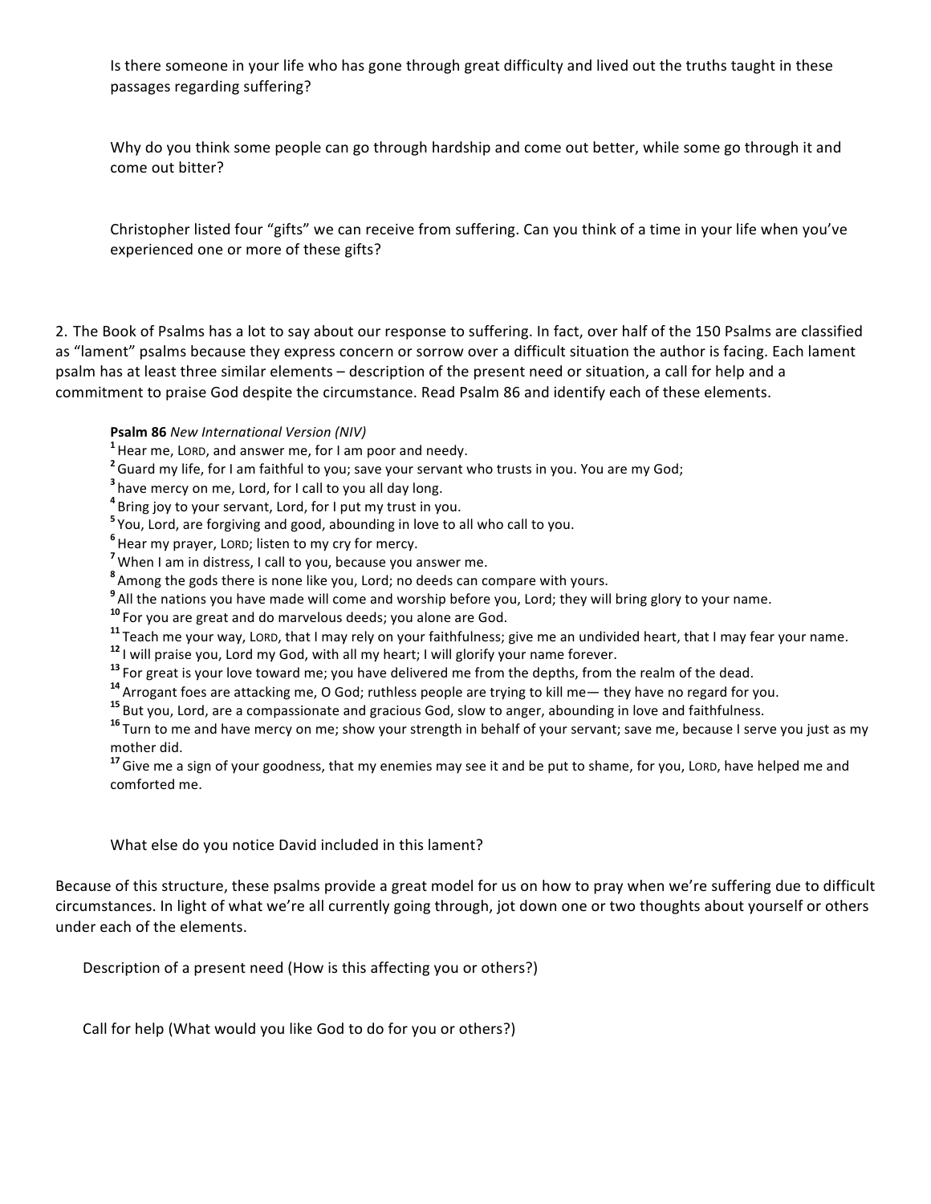Is there someone in your life who has gone through great difficulty and lived out the truths taught in these passages regarding suffering?

Why do you think some people can go through hardship and come out better, while some go through it and come out bitter?

Christopher listed four "gifts" we can receive from suffering. Can you think of a time in your life when you've experienced one or more of these gifts?

2. The Book of Psalms has a lot to say about our response to suffering. In fact, over half of the 150 Psalms are classified as "lament" psalms because they express concern or sorrow over a difficult situation the author is facing. Each lament psalm has at least three similar elements – description of the present need or situation, a call for help and a commitment to praise God despite the circumstance. Read Psalm 86 and identify each of these elements.

**Psalm 86** *New International Version (NIV)*

[1] Hear me, LORD, and answer me, for I am poor and needy.
[2] Guard my life, for I am faithful to you; save your servant who trusts in you. You are my God;
[3] have mercy on me, Lord, for I call to you all day long.
[4] Bring joy to your servant, Lord, for I put my trust in you.
[5] You, Lord, are forgiving and good, abounding in love to all who call to you.
[6] Hear my prayer, LORD; listen to my cry for mercy.
[7] When I am in distress, I call to you, because you answer me.
[8] Among the gods there is none like you, Lord; no deeds can compare with yours.
[9] All the nations you have made will come and worship before you, Lord; they will bring glory to your name.
[10] For you are great and do marvelous deeds; you alone are God.
[11] Teach me your way, LORD, that I may rely on your faithfulness; give me an undivided heart, that I may fear your name.
[12] I will praise you, Lord my God, with all my heart; I will glorify your name forever.
[13] For great is your love toward me; you have delivered me from the depths, from the realm of the dead.
[14] Arrogant foes are attacking me, O God; ruthless people are trying to kill me— they have no regard for you.
[15] But you, Lord, are a compassionate and gracious God, slow to anger, abounding in love and faithfulness.
[16] Turn to me and have mercy on me; show your strength in behalf of your servant; save me, because I serve you just as my mother did.
[17] Give me a sign of your goodness, that my enemies may see it and be put to shame, for you, LORD, have helped me and comforted me.

What else do you notice David included in this lament?

Because of this structure, these psalms provide a great model for us on how to pray when we're suffering due to difficult circumstances. In light of what we're all currently going through, jot down one or two thoughts about yourself or others under each of the elements.

Description of a present need (How is this affecting you or others?)

Call for help (What would you like God to do for you or others?)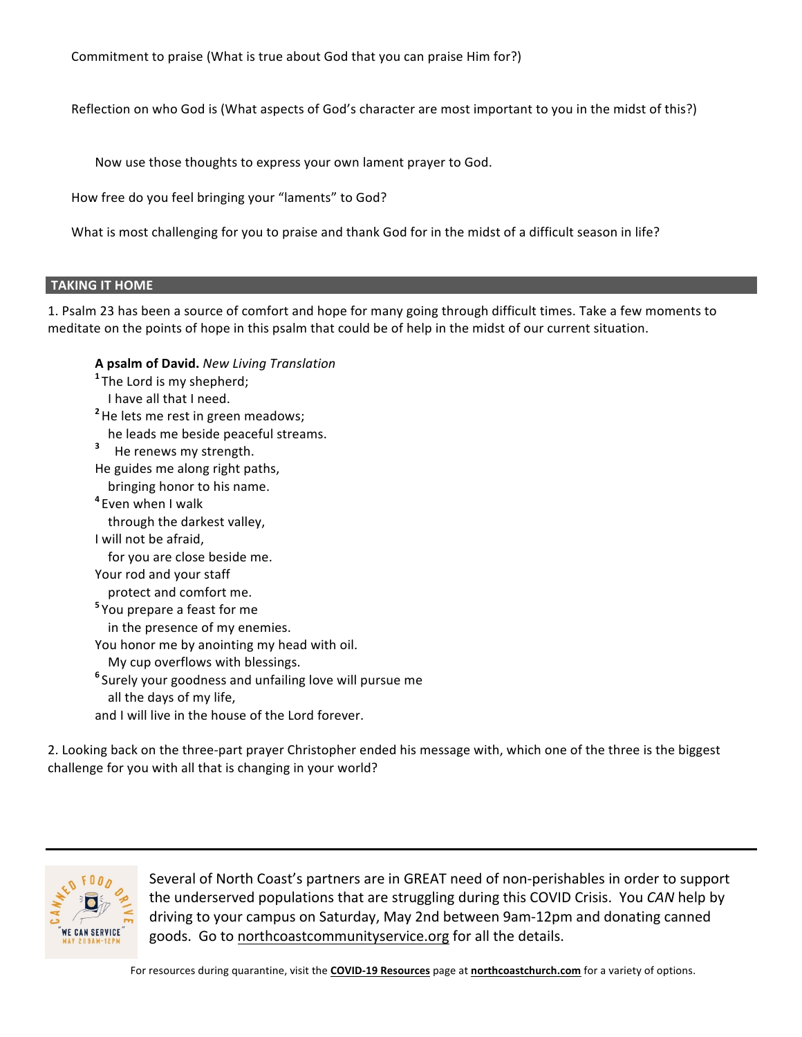Commitment to praise (What is true about God that you can praise Him for?)

Reflection on who God is (What aspects of God's character are most important to you in the midst of this?)

Now use those thoughts to express your own lament prayer to God.

How free do you feel bringing your "laments" to God?

What is most challenging for you to praise and thank God for in the midst of a difficult season in life?

## TAKING IT HOME

1. Psalm 23 has been a source of comfort and hope for many going through difficult times. Take a few moments to meditate on the points of hope in this psalm that could be of help in the midst of our current situation.

**A psalm of David.** *New Living Translation*
[1] The Lord is my shepherd;
I have all that I need.
[2] He lets me rest in green meadows;
he leads me beside peaceful streams.
[3] He renews my strength.
He guides me along right paths,
bringing honor to his name.
[4] Even when I walk
through the darkest valley,
I will not be afraid,
for you are close beside me.
Your rod and your staff
protect and comfort me.
[5] You prepare a feast for me
in the presence of my enemies.
You honor me by anointing my head with oil.
My cup overflows with blessings.
[6] Surely your goodness and unfailing love will pursue me
all the days of my life,
and I will live in the house of the Lord forever.

2. Looking back on the three-part prayer Christopher ended his message with, which one of the three is the biggest challenge for you with all that is changing in your world?

---

Several of North Coast's partners are in GREAT need of non-perishables in order to support the underserved populations that are struggling during this COVID Crisis. You *CAN* help by driving to your campus on Saturday, May 2nd between 9am-12pm and donating canned goods. Go to northcoastcommunityservice.org for all the details.

For resources during quarantine, visit the **COVID-19 Resources** page at **northcoastchurch.com** for a variety of options.